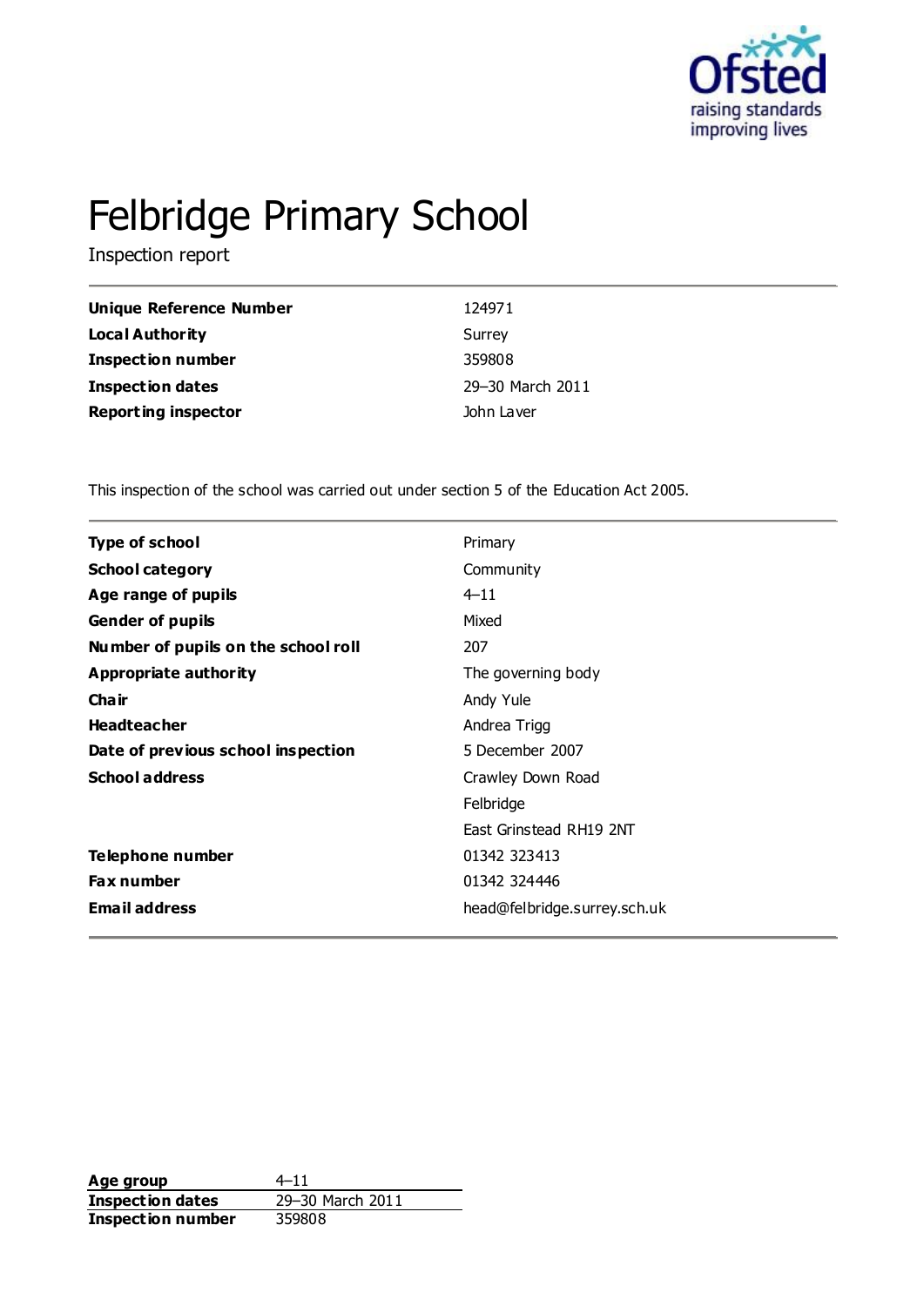# Felbridge Primary School

Inspection report

| | |
|---|---|
| **Unique Reference Number** | 124971 |
| **Local Authority** | Surrey |
| **Inspection number** | 359808 |
| **Inspection dates** | 29–30 March 2011 |
| **Reporting inspector** | John Laver |

This inspection of the school was carried out under section 5 of the Education Act 2005.

| | |
|---|---|
| **Type of school** | Primary |
| **School category** | Community |
| **Age range of pupils** | 4–11 |
| **Gender of pupils** | Mixed |
| **Number of pupils on the school roll** | 207 |
| **Appropriate authority** | The governing body |
| **Chair** | Andy Yule |
| **Headteacher** | Andrea Trigg |
| **Date of previous school inspection** | 5 December 2007 |
| **School address** | Crawley Down Road<br>Felbridge<br>East Grinstead RH19 2NT |
| **Telephone number** | 01342 323413 |
| **Fax number** | 01342 324446 |
| **Email address** | head@felbridge.surrey.sch.uk |

| | |
|---|---|
| **Age group** | 4–11 |
| **Inspection dates** | 29–30 March 2011 |
| **Inspection number** | 359808 |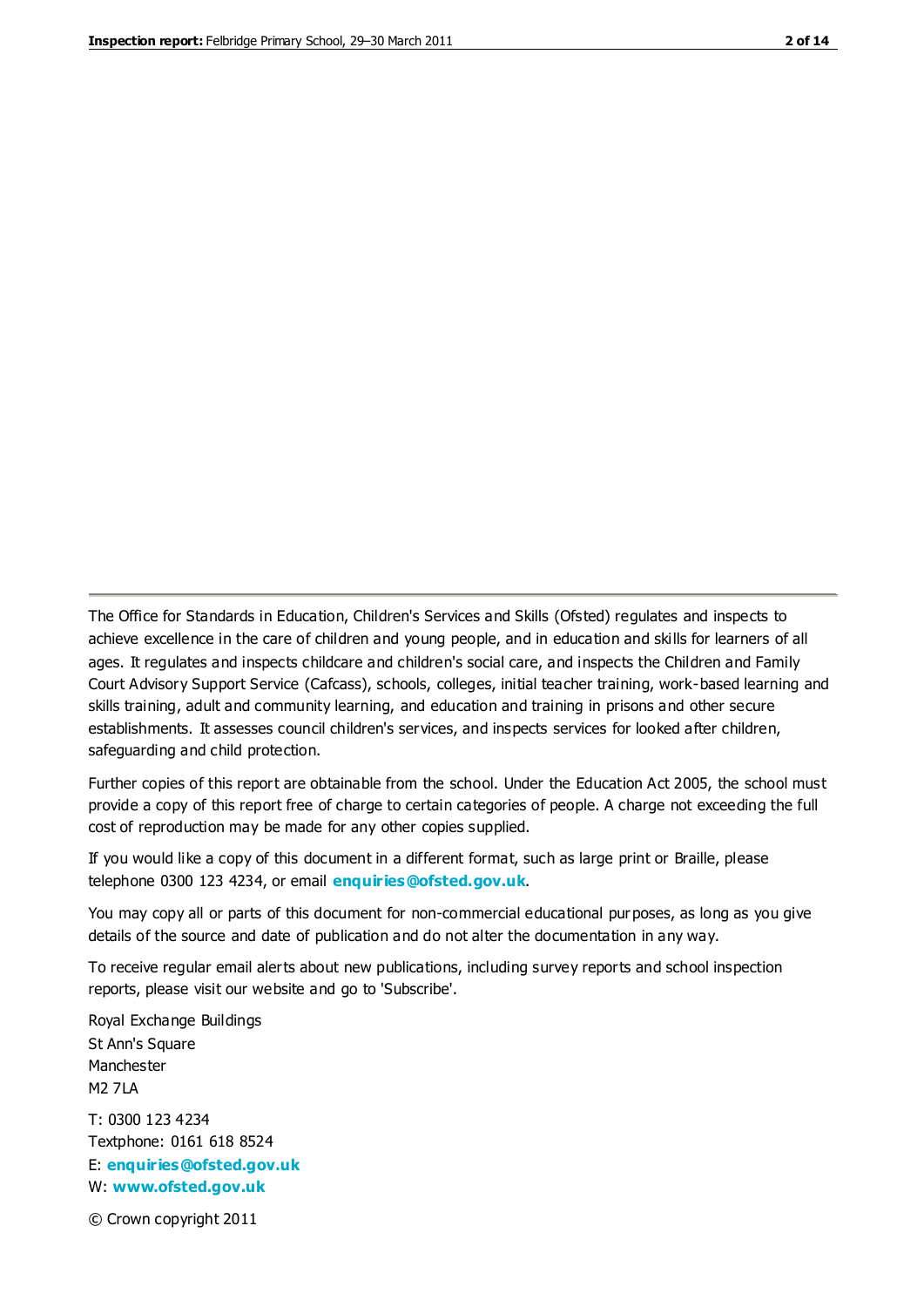The Office for Standards in Education, Children's Services and Skills (Ofsted) regulates and inspects to achieve excellence in the care of children and young people, and in education and skills for learners of all ages. It regulates and inspects childcare and children's social care, and inspects the Children and Family Court Advisory Support Service (Cafcass), schools, colleges, initial teacher training, work-based learning and skills training, adult and community learning, and education and training in prisons and other secure establishments. It assesses council children's services, and inspects services for looked after children, safeguarding and child protection.

Further copies of this report are obtainable from the school. Under the Education Act 2005, the school must provide a copy of this report free of charge to certain categories of people. A charge not exceeding the full cost of reproduction may be made for any other copies supplied.

If you would like a copy of this document in a different format, such as large print or Braille, please telephone 0300 123 4234, or email **enquiries@ofsted.gov.uk**.

You may copy all or parts of this document for non-commercial educational purposes, as long as you give details of the source and date of publication and do not alter the documentation in any way.

To receive regular email alerts about new publications, including survey reports and school inspection reports, please visit our website and go to 'Subscribe'.

Royal Exchange Buildings
St Ann's Square
Manchester
M2 7LA

T: 0300 123 4234
Textphone: 0161 618 8524
E: **enquiries@ofsted.gov.uk**
W: **www.ofsted.gov.uk**

© Crown copyright 2011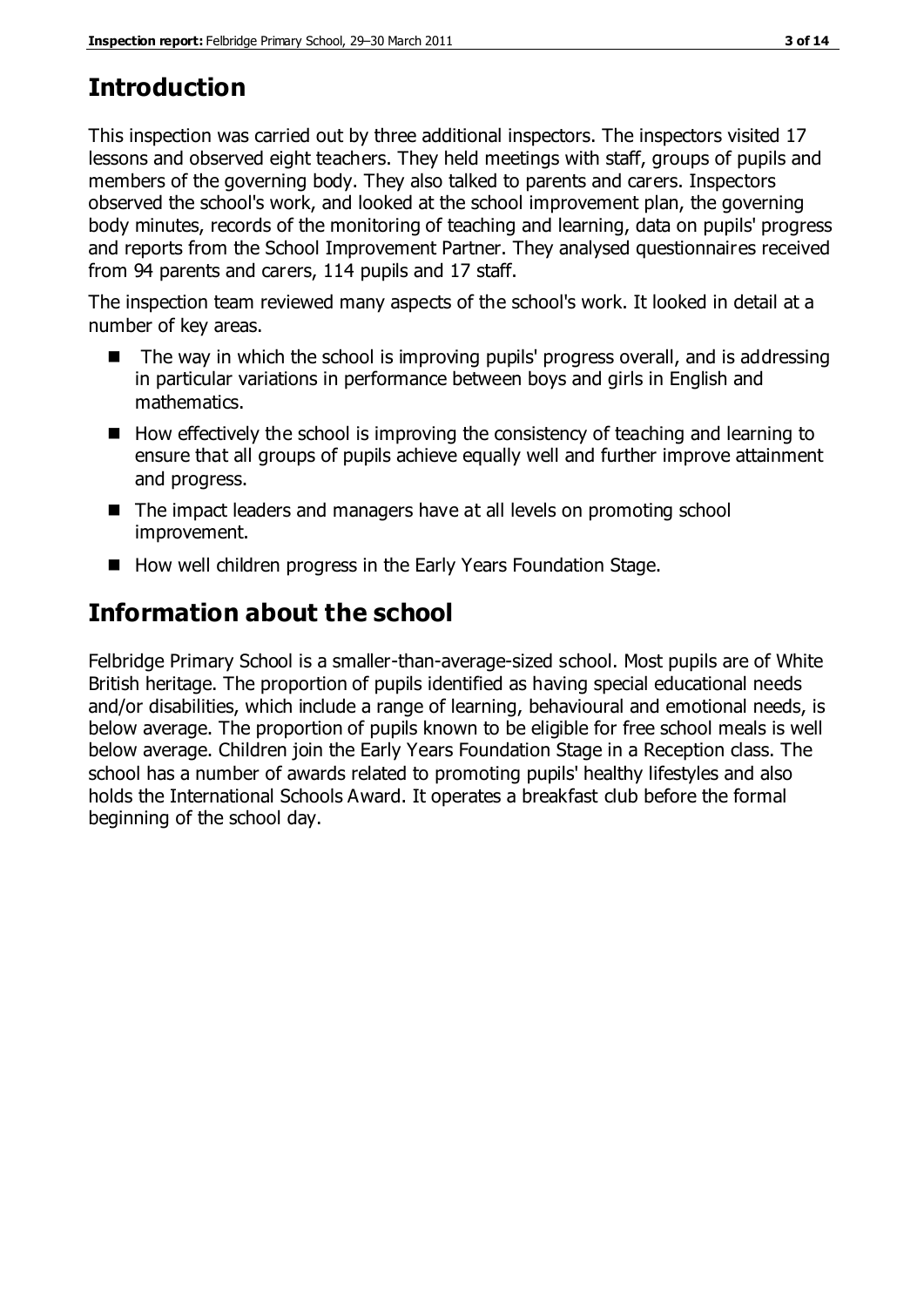## Introduction

This inspection was carried out by three additional inspectors. The inspectors visited 17 lessons and observed eight teachers. They held meetings with staff, groups of pupils and members of the governing body. They also talked to parents and carers. Inspectors observed the school's work, and looked at the school improvement plan, the governing body minutes, records of the monitoring of teaching and learning, data on pupils' progress and reports from the School Improvement Partner. They analysed questionnaires received from 94 parents and carers, 114 pupils and 17 staff.

The inspection team reviewed many aspects of the school's work. It looked in detail at a number of key areas.

- The way in which the school is improving pupils' progress overall, and is addressing in particular variations in performance between boys and girls in English and mathematics.
- How effectively the school is improving the consistency of teaching and learning to ensure that all groups of pupils achieve equally well and further improve attainment and progress.
- The impact leaders and managers have at all levels on promoting school improvement.
- How well children progress in the Early Years Foundation Stage.

## Information about the school

Felbridge Primary School is a smaller-than-average-sized school. Most pupils are of White British heritage. The proportion of pupils identified as having special educational needs and/or disabilities, which include a range of learning, behavioural and emotional needs, is below average. The proportion of pupils known to be eligible for free school meals is well below average. Children join the Early Years Foundation Stage in a Reception class. The school has a number of awards related to promoting pupils' healthy lifestyles and also holds the International Schools Award. It operates a breakfast club before the formal beginning of the school day.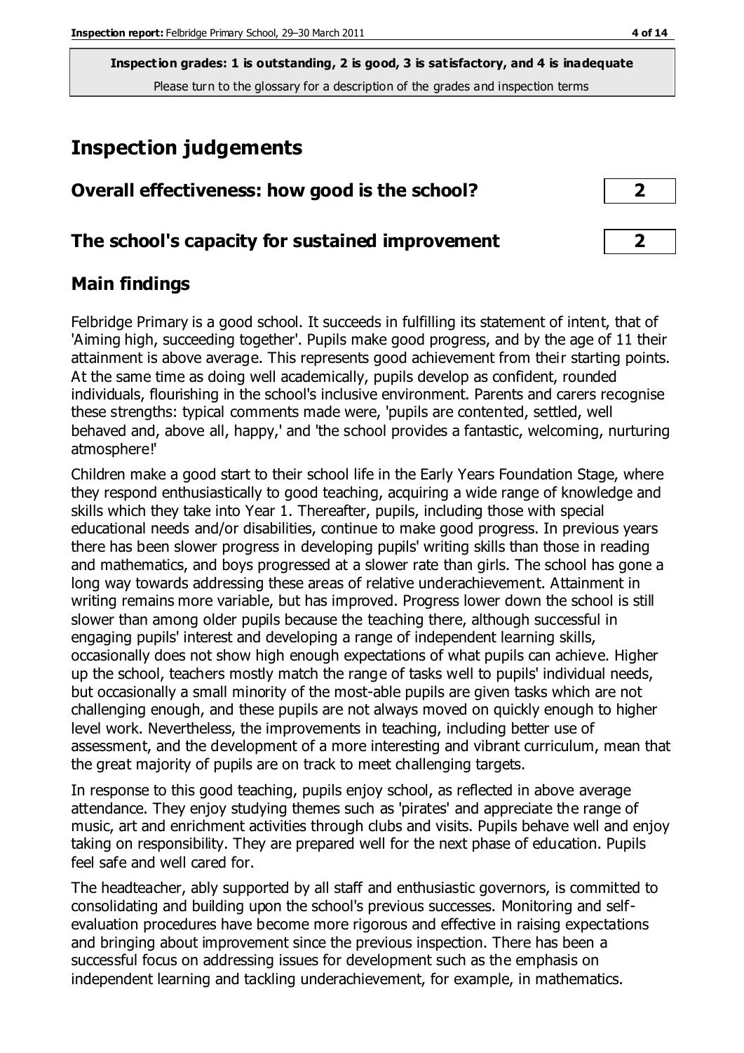**Inspection grades: 1 is outstanding, 2 is good, 3 is satisfactory, and 4 is inadequate**
Please turn to the glossary for a description of the grades and inspection terms

# Inspection judgements

## Overall effectiveness: how good is the school? — 2

## The school's capacity for sustained improvement — 2

## Main findings

Felbridge Primary is a good school. It succeeds in fulfilling its statement of intent, that of 'Aiming high, succeeding together'. Pupils make good progress, and by the age of 11 their attainment is above average. This represents good achievement from their starting points. At the same time as doing well academically, pupils develop as confident, rounded individuals, flourishing in the school's inclusive environment. Parents and carers recognise these strengths: typical comments made were, 'pupils are contented, settled, well behaved and, above all, happy,' and 'the school provides a fantastic, welcoming, nurturing atmosphere!'

Children make a good start to their school life in the Early Years Foundation Stage, where they respond enthusiastically to good teaching, acquiring a wide range of knowledge and skills which they take into Year 1. Thereafter, pupils, including those with special educational needs and/or disabilities, continue to make good progress. In previous years there has been slower progress in developing pupils' writing skills than those in reading and mathematics, and boys progressed at a slower rate than girls. The school has gone a long way towards addressing these areas of relative underachievement. Attainment in writing remains more variable, but has improved. Progress lower down the school is still slower than among older pupils because the teaching there, although successful in engaging pupils' interest and developing a range of independent learning skills, occasionally does not show high enough expectations of what pupils can achieve. Higher up the school, teachers mostly match the range of tasks well to pupils' individual needs, but occasionally a small minority of the most-able pupils are given tasks which are not challenging enough, and these pupils are not always moved on quickly enough to higher level work. Nevertheless, the improvements in teaching, including better use of assessment, and the development of a more interesting and vibrant curriculum, mean that the great majority of pupils are on track to meet challenging targets.

In response to this good teaching, pupils enjoy school, as reflected in above average attendance. They enjoy studying themes such as 'pirates' and appreciate the range of music, art and enrichment activities through clubs and visits. Pupils behave well and enjoy taking on responsibility. They are prepared well for the next phase of education. Pupils feel safe and well cared for.

The headteacher, ably supported by all staff and enthusiastic governors, is committed to consolidating and building upon the school's previous successes. Monitoring and self-evaluation procedures have become more rigorous and effective in raising expectations and bringing about improvement since the previous inspection. There has been a successful focus on addressing issues for development such as the emphasis on independent learning and tackling underachievement, for example, in mathematics.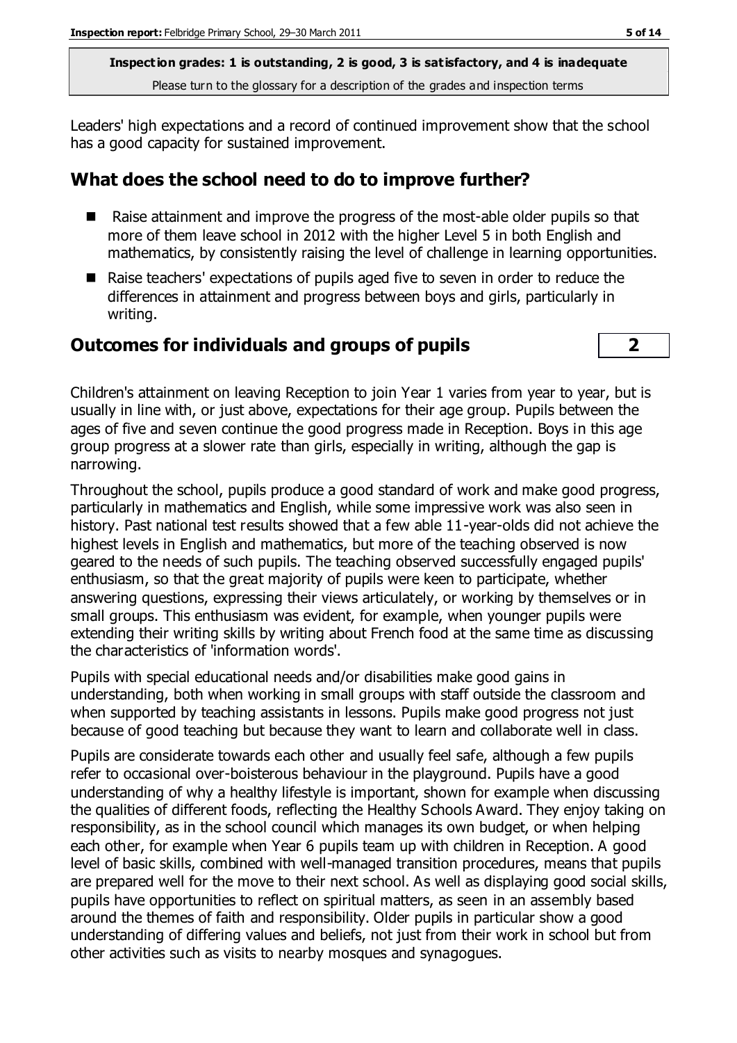**Inspection grades: 1 is outstanding, 2 is good, 3 is satisfactory, and 4 is inadequate**

Please turn to the glossary for a description of the grades and inspection terms

Leaders' high expectations and a record of continued improvement show that the school has a good capacity for sustained improvement.

## What does the school need to do to improve further?

- Raise attainment and improve the progress of the most-able older pupils so that more of them leave school in 2012 with the higher Level 5 in both English and mathematics, by consistently raising the level of challenge in learning opportunities.
- Raise teachers' expectations of pupils aged five to seven in order to reduce the differences in attainment and progress between boys and girls, particularly in writing.

## Outcomes for individuals and groups of pupils | 2

Children's attainment on leaving Reception to join Year 1 varies from year to year, but is usually in line with, or just above, expectations for their age group. Pupils between the ages of five and seven continue the good progress made in Reception. Boys in this age group progress at a slower rate than girls, especially in writing, although the gap is narrowing.

Throughout the school, pupils produce a good standard of work and make good progress, particularly in mathematics and English, while some impressive work was also seen in history. Past national test results showed that a few able 11-year-olds did not achieve the highest levels in English and mathematics, but more of the teaching observed is now geared to the needs of such pupils. The teaching observed successfully engaged pupils' enthusiasm, so that the great majority of pupils were keen to participate, whether answering questions, expressing their views articulately, or working by themselves or in small groups. This enthusiasm was evident, for example, when younger pupils were extending their writing skills by writing about French food at the same time as discussing the characteristics of 'information words'.

Pupils with special educational needs and/or disabilities make good gains in understanding, both when working in small groups with staff outside the classroom and when supported by teaching assistants in lessons. Pupils make good progress not just because of good teaching but because they want to learn and collaborate well in class.

Pupils are considerate towards each other and usually feel safe, although a few pupils refer to occasional over-boisterous behaviour in the playground. Pupils have a good understanding of why a healthy lifestyle is important, shown for example when discussing the qualities of different foods, reflecting the Healthy Schools Award. They enjoy taking on responsibility, as in the school council which manages its own budget, or when helping each other, for example when Year 6 pupils team up with children in Reception. A good level of basic skills, combined with well-managed transition procedures, means that pupils are prepared well for the move to their next school. As well as displaying good social skills, pupils have opportunities to reflect on spiritual matters, as seen in an assembly based around the themes of faith and responsibility. Older pupils in particular show a good understanding of differing values and beliefs, not just from their work in school but from other activities such as visits to nearby mosques and synagogues.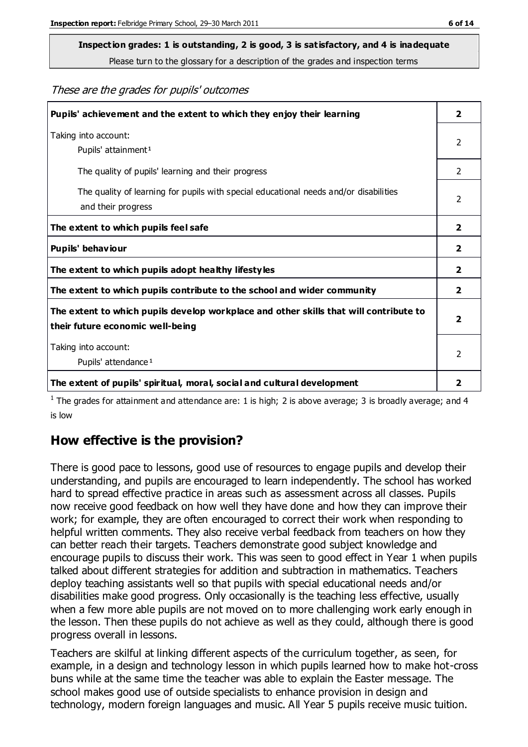**Inspection grades: 1 is outstanding, 2 is good, 3 is satisfactory, and 4 is inadequate**
Please turn to the glossary for a description of the grades and inspection terms

*These are the grades for pupils' outcomes*

| | |
|---|---|
| **Pupils' achievement and the extent to which they enjoy their learning** | **2** |
| Taking into account: Pupils' attainment[1] | 2 |
| The quality of pupils' learning and their progress | 2 |
| The quality of learning for pupils with special educational needs and/or disabilities and their progress | 2 |
| **The extent to which pupils feel safe** | **2** |
| **Pupils' behaviour** | **2** |
| **The extent to which pupils adopt healthy lifestyles** | **2** |
| **The extent to which pupils contribute to the school and wider community** | **2** |
| **The extent to which pupils develop workplace and other skills that will contribute to their future economic well-being** | **2** |
| Taking into account: Pupils' attendance[1] | 2 |
| **The extent of pupils' spiritual, moral, social and cultural development** | **2** |

[1] The grades for attainment and attendance are: 1 is high; 2 is above average; 3 is broadly average; and 4 is low

## How effective is the provision?

There is good pace to lessons, good use of resources to engage pupils and develop their understanding, and pupils are encouraged to learn independently. The school has worked hard to spread effective practice in areas such as assessment across all classes. Pupils now receive good feedback on how well they have done and how they can improve their work; for example, they are often encouraged to correct their work when responding to helpful written comments. They also receive verbal feedback from teachers on how they can better reach their targets. Teachers demonstrate good subject knowledge and encourage pupils to discuss their work. This was seen to good effect in Year 1 when pupils talked about different strategies for addition and subtraction in mathematics. Teachers deploy teaching assistants well so that pupils with special educational needs and/or disabilities make good progress. Only occasionally is the teaching less effective, usually when a few more able pupils are not moved on to more challenging work early enough in the lesson. Then these pupils do not achieve as well as they could, although there is good progress overall in lessons.

Teachers are skilful at linking different aspects of the curriculum together, as seen, for example, in a design and technology lesson in which pupils learned how to make hot-cross buns while at the same time the teacher was able to explain the Easter message. The school makes good use of outside specialists to enhance provision in design and technology, modern foreign languages and music. All Year 5 pupils receive music tuition.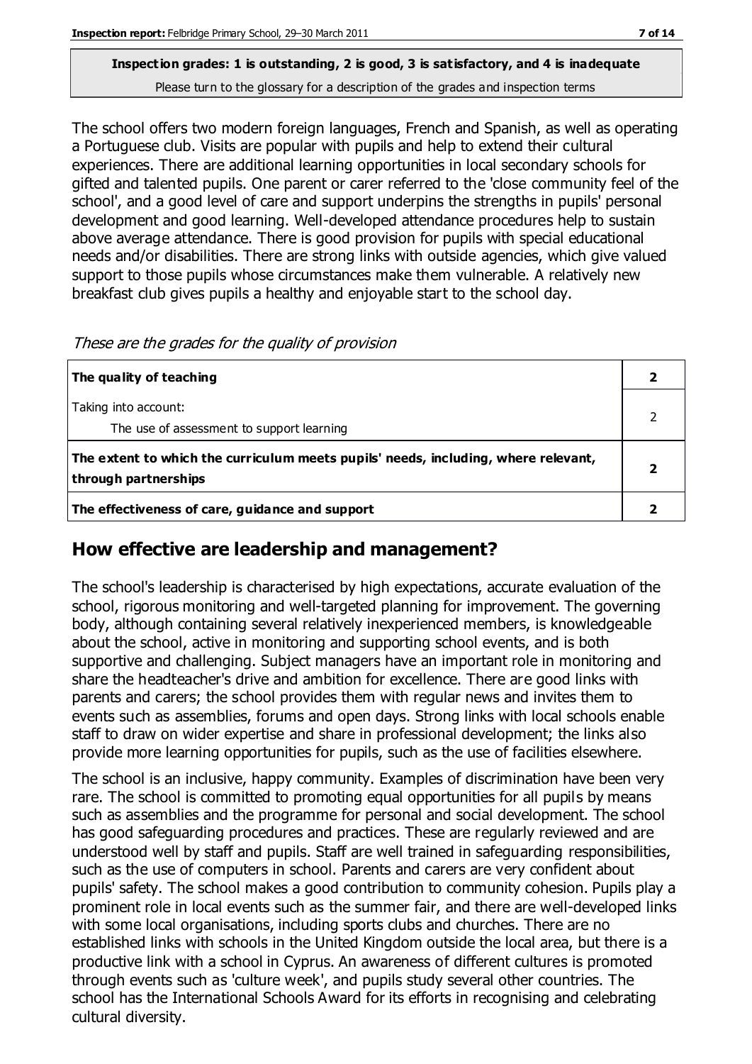**Inspection grades: 1 is outstanding, 2 is good, 3 is satisfactory, and 4 is inadequate**
Please turn to the glossary for a description of the grades and inspection terms

The school offers two modern foreign languages, French and Spanish, as well as operating a Portuguese club. Visits are popular with pupils and help to extend their cultural experiences. There are additional learning opportunities in local secondary schools for gifted and talented pupils. One parent or carer referred to the 'close community feel of the school', and a good level of care and support underpins the strengths in pupils' personal development and good learning. Well-developed attendance procedures help to sustain above average attendance. There is good provision for pupils with special educational needs and/or disabilities. There are strong links with outside agencies, which give valued support to those pupils whose circumstances make them vulnerable. A relatively new breakfast club gives pupils a healthy and enjoyable start to the school day.

*These are the grades for the quality of provision*

| | |
|---|---|
| **The quality of teaching** | **2** |
| Taking into account: The use of assessment to support learning | 2 |
| **The extent to which the curriculum meets pupils' needs, including, where relevant, through partnerships** | **2** |
| **The effectiveness of care, guidance and support** | **2** |

## How effective are leadership and management?

The school's leadership is characterised by high expectations, accurate evaluation of the school, rigorous monitoring and well-targeted planning for improvement. The governing body, although containing several relatively inexperienced members, is knowledgeable about the school, active in monitoring and supporting school events, and is both supportive and challenging. Subject managers have an important role in monitoring and share the headteacher's drive and ambition for excellence. There are good links with parents and carers; the school provides them with regular news and invites them to events such as assemblies, forums and open days. Strong links with local schools enable staff to draw on wider expertise and share in professional development; the links also provide more learning opportunities for pupils, such as the use of facilities elsewhere.

The school is an inclusive, happy community. Examples of discrimination have been very rare. The school is committed to promoting equal opportunities for all pupils by means such as assemblies and the programme for personal and social development. The school has good safeguarding procedures and practices. These are regularly reviewed and are understood well by staff and pupils. Staff are well trained in safeguarding responsibilities, such as the use of computers in school. Parents and carers are very confident about pupils' safety. The school makes a good contribution to community cohesion. Pupils play a prominent role in local events such as the summer fair, and there are well-developed links with some local organisations, including sports clubs and churches. There are no established links with schools in the United Kingdom outside the local area, but there is a productive link with a school in Cyprus. An awareness of different cultures is promoted through events such as 'culture week', and pupils study several other countries. The school has the International Schools Award for its efforts in recognising and celebrating cultural diversity.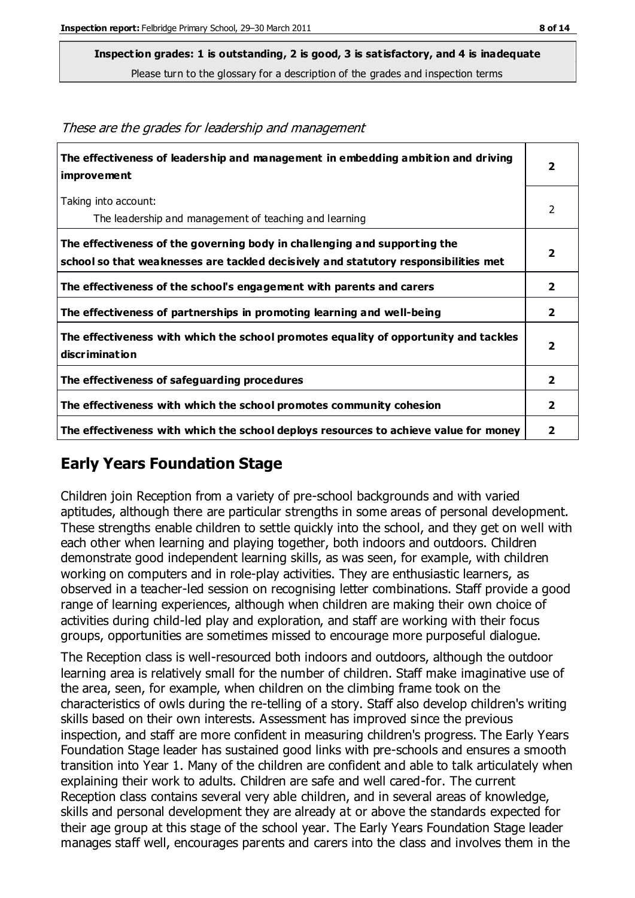**Inspection grades: 1 is outstanding, 2 is good, 3 is satisfactory, and 4 is inadequate**
Please turn to the glossary for a description of the grades and inspection terms

*These are the grades for leadership and management*

| | |
|---|---|
| **The effectiveness of leadership and management in embedding ambition and driving improvement** | **2** |
| Taking into account: The leadership and management of teaching and learning | 2 |
| **The effectiveness of the governing body in challenging and supporting the school so that weaknesses are tackled decisively and statutory responsibilities met** | **2** |
| **The effectiveness of the school's engagement with parents and carers** | **2** |
| **The effectiveness of partnerships in promoting learning and well-being** | **2** |
| **The effectiveness with which the school promotes equality of opportunity and tackles discrimination** | **2** |
| **The effectiveness of safeguarding procedures** | **2** |
| **The effectiveness with which the school promotes community cohesion** | **2** |
| **The effectiveness with which the school deploys resources to achieve value for money** | **2** |

## Early Years Foundation Stage

Children join Reception from a variety of pre-school backgrounds and with varied aptitudes, although there are particular strengths in some areas of personal development. These strengths enable children to settle quickly into the school, and they get on well with each other when learning and playing together, both indoors and outdoors. Children demonstrate good independent learning skills, as was seen, for example, with children working on computers and in role-play activities. They are enthusiastic learners, as observed in a teacher-led session on recognising letter combinations. Staff provide a good range of learning experiences, although when children are making their own choice of activities during child-led play and exploration, and staff are working with their focus groups, opportunities are sometimes missed to encourage more purposeful dialogue.

The Reception class is well-resourced both indoors and outdoors, although the outdoor learning area is relatively small for the number of children. Staff make imaginative use of the area, seen, for example, when children on the climbing frame took on the characteristics of owls during the re-telling of a story. Staff also develop children's writing skills based on their own interests. Assessment has improved since the previous inspection, and staff are more confident in measuring children's progress. The Early Years Foundation Stage leader has sustained good links with pre-schools and ensures a smooth transition into Year 1. Many of the children are confident and able to talk articulately when explaining their work to adults. Children are safe and well cared-for. The current Reception class contains several very able children, and in several areas of knowledge, skills and personal development they are already at or above the standards expected for their age group at this stage of the school year. The Early Years Foundation Stage leader manages staff well, encourages parents and carers into the class and involves them in the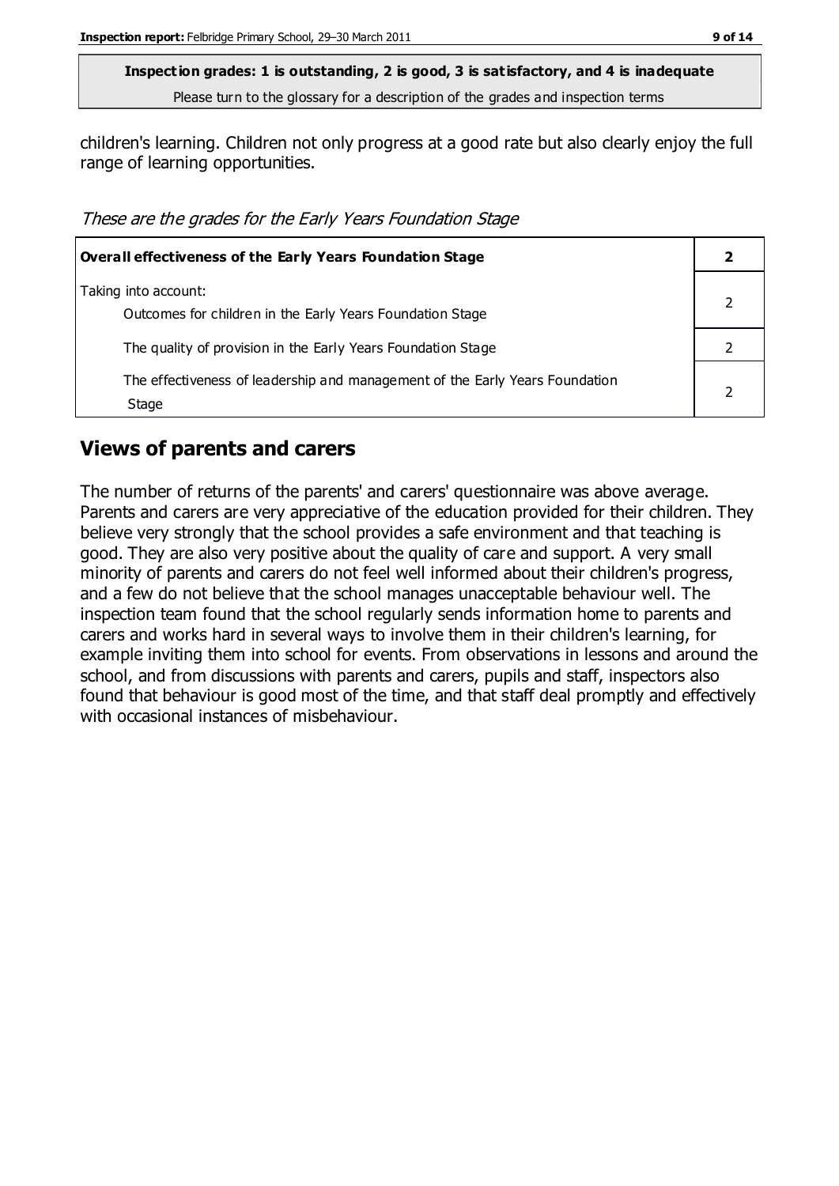**Inspection grades: 1 is outstanding, 2 is good, 3 is satisfactory, and 4 is inadequate**
Please turn to the glossary for a description of the grades and inspection terms

children's learning. Children not only progress at a good rate but also clearly enjoy the full range of learning opportunities.

*These are the grades for the Early Years Foundation Stage*

| **Overall effectiveness of the Early Years Foundation Stage** | **2** |
|---|---|
| Taking into account: Outcomes for children in the Early Years Foundation Stage | 2 |
| The quality of provision in the Early Years Foundation Stage | 2 |
| The effectiveness of leadership and management of the Early Years Foundation Stage | 2 |

## Views of parents and carers

The number of returns of the parents' and carers' questionnaire was above average. Parents and carers are very appreciative of the education provided for their children. They believe very strongly that the school provides a safe environment and that teaching is good. They are also very positive about the quality of care and support. A very small minority of parents and carers do not feel well informed about their children's progress, and a few do not believe that the school manages unacceptable behaviour well. The inspection team found that the school regularly sends information home to parents and carers and works hard in several ways to involve them in their children's learning, for example inviting them into school for events. From observations in lessons and around the school, and from discussions with parents and carers, pupils and staff, inspectors also found that behaviour is good most of the time, and that staff deal promptly and effectively with occasional instances of misbehaviour.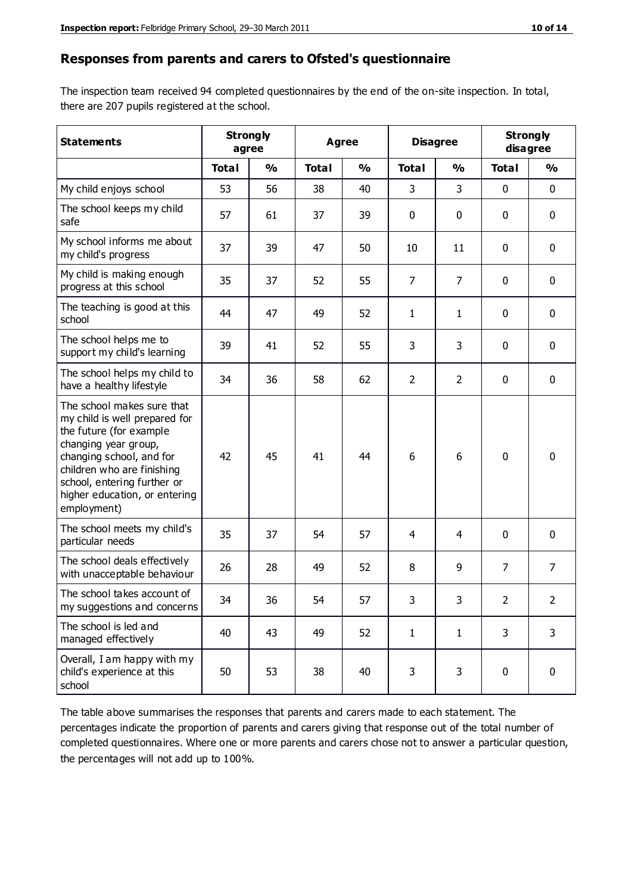## Responses from parents and carers to Ofsted's questionnaire

The inspection team received 94 completed questionnaires by the end of the on-site inspection. In total, there are 207 pupils registered at the school.

| Statements | Strongly agree | | Agree | | Disagree | | Strongly disagree | |
|---|---|---|---|---|---|---|---|---|
| | Total | % | Total | % | Total | % | Total | % |
| My child enjoys school | 53 | 56 | 38 | 40 | 3 | 3 | 0 | 0 |
| The school keeps my child safe | 57 | 61 | 37 | 39 | 0 | 0 | 0 | 0 |
| My school informs me about my child's progress | 37 | 39 | 47 | 50 | 10 | 11 | 0 | 0 |
| My child is making enough progress at this school | 35 | 37 | 52 | 55 | 7 | 7 | 0 | 0 |
| The teaching is good at this school | 44 | 47 | 49 | 52 | 1 | 1 | 0 | 0 |
| The school helps me to support my child's learning | 39 | 41 | 52 | 55 | 3 | 3 | 0 | 0 |
| The school helps my child to have a healthy lifestyle | 34 | 36 | 58 | 62 | 2 | 2 | 0 | 0 |
| The school makes sure that my child is well prepared for the future (for example changing year group, changing school, and for children who are finishing school, entering further or higher education, or entering employment) | 42 | 45 | 41 | 44 | 6 | 6 | 0 | 0 |
| The school meets my child's particular needs | 35 | 37 | 54 | 57 | 4 | 4 | 0 | 0 |
| The school deals effectively with unacceptable behaviour | 26 | 28 | 49 | 52 | 8 | 9 | 7 | 7 |
| The school takes account of my suggestions and concerns | 34 | 36 | 54 | 57 | 3 | 3 | 2 | 2 |
| The school is led and managed effectively | 40 | 43 | 49 | 52 | 1 | 1 | 3 | 3 |
| Overall, I am happy with my child's experience at this school | 50 | 53 | 38 | 40 | 3 | 3 | 0 | 0 |

The table above summarises the responses that parents and carers made to each statement. The percentages indicate the proportion of parents and carers giving that response out of the total number of completed questionnaires. Where one or more parents and carers chose not to answer a particular question, the percentages will not add up to 100%.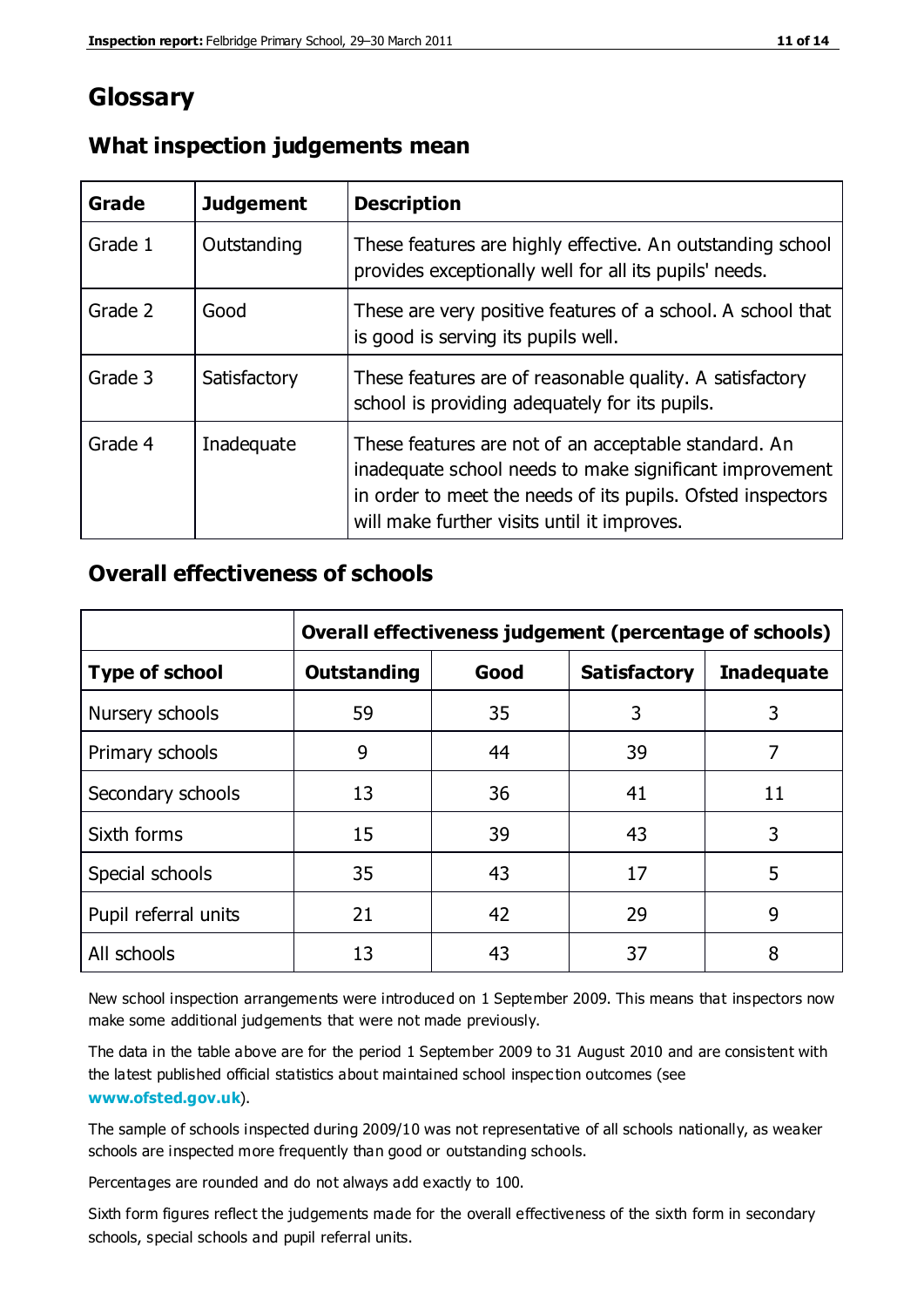# Glossary

## What inspection judgements mean

| Grade | Judgement | Description |
|---|---|---|
| Grade 1 | Outstanding | These features are highly effective. An outstanding school provides exceptionally well for all its pupils' needs. |
| Grade 2 | Good | These are very positive features of a school. A school that is good is serving its pupils well. |
| Grade 3 | Satisfactory | These features are of reasonable quality. A satisfactory school is providing adequately for its pupils. |
| Grade 4 | Inadequate | These features are not of an acceptable standard. An inadequate school needs to make significant improvement in order to meet the needs of its pupils. Ofsted inspectors will make further visits until it improves. |

## Overall effectiveness of schools

| | Overall effectiveness judgement (percentage of schools) | | | |
|---|---|---|---|---|
| **Type of school** | **Outstanding** | **Good** | **Satisfactory** | **Inadequate** |
| Nursery schools | 59 | 35 | 3 | 3 |
| Primary schools | 9 | 44 | 39 | 7 |
| Secondary schools | 13 | 36 | 41 | 11 |
| Sixth forms | 15 | 39 | 43 | 3 |
| Special schools | 35 | 43 | 17 | 5 |
| Pupil referral units | 21 | 42 | 29 | 9 |
| All schools | 13 | 43 | 37 | 8 |

New school inspection arrangements were introduced on 1 September 2009. This means that inspectors now make some additional judgements that were not made previously.

The data in the table above are for the period 1 September 2009 to 31 August 2010 and are consistent with the latest published official statistics about maintained school inspection outcomes (see **www.ofsted.gov.uk**).

The sample of schools inspected during 2009/10 was not representative of all schools nationally, as weaker schools are inspected more frequently than good or outstanding schools.

Percentages are rounded and do not always add exactly to 100.

Sixth form figures reflect the judgements made for the overall effectiveness of the sixth form in secondary schools, special schools and pupil referral units.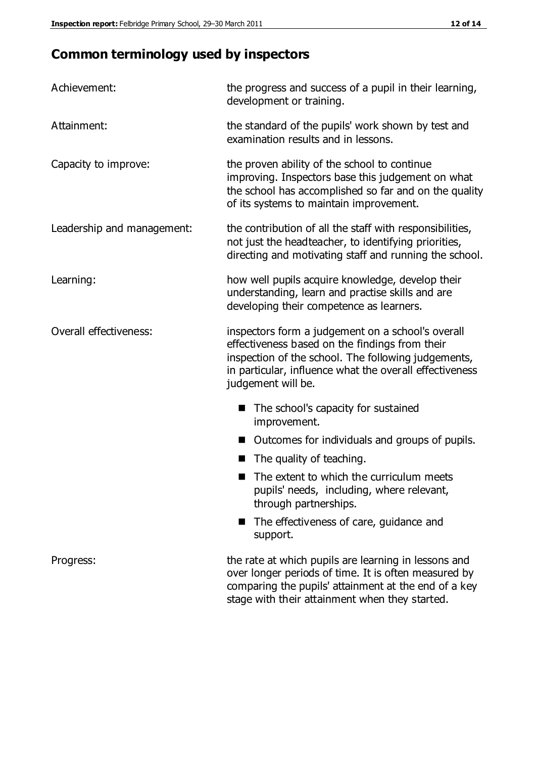## Common terminology used by inspectors

| | |
|---|---|
| Achievement: | the progress and success of a pupil in their learning, development or training. |
| Attainment: | the standard of the pupils' work shown by test and examination results and in lessons. |
| Capacity to improve: | the proven ability of the school to continue improving. Inspectors base this judgement on what the school has accomplished so far and on the quality of its systems to maintain improvement. |
| Leadership and management: | the contribution of all the staff with responsibilities, not just the headteacher, to identifying priorities, directing and motivating staff and running the school. |
| Learning: | how well pupils acquire knowledge, develop their understanding, learn and practise skills and are developing their competence as learners. |
| Overall effectiveness: | inspectors form a judgement on a school's overall effectiveness based on the findings from their inspection of the school. The following judgements, in particular, influence what the overall effectiveness judgement will be.<br>■ The school's capacity for sustained improvement.<br>■ Outcomes for individuals and groups of pupils.<br>■ The quality of teaching.<br>■ The extent to which the curriculum meets pupils' needs, including, where relevant, through partnerships.<br>■ The effectiveness of care, guidance and support. |
| Progress: | the rate at which pupils are learning in lessons and over longer periods of time. It is often measured by comparing the pupils' attainment at the end of a key stage with their attainment when they started. |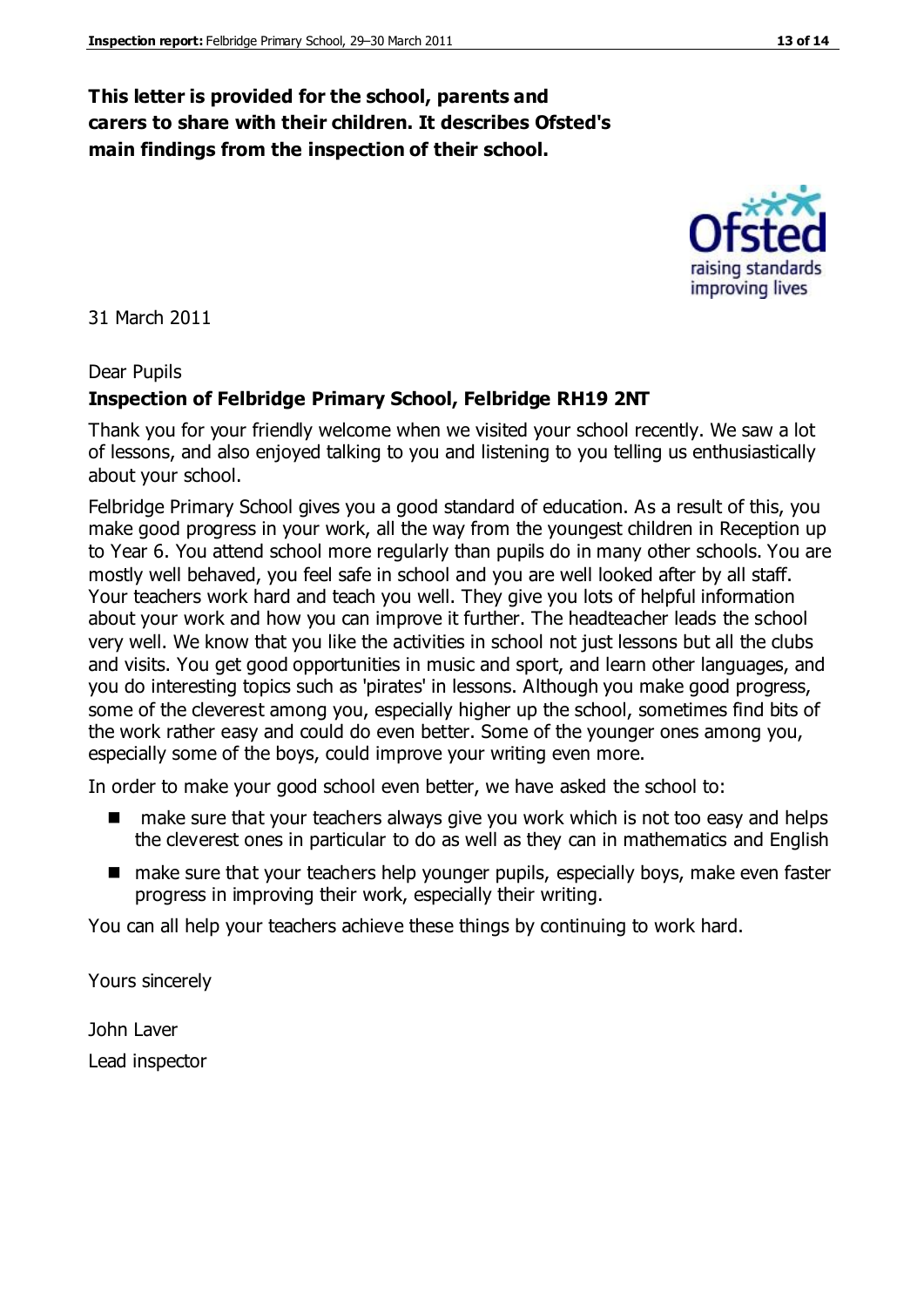**This letter is provided for the school, parents and carers to share with their children. It describes Ofsted's main findings from the inspection of their school.**

31 March 2011

Dear Pupils

**Inspection of Felbridge Primary School, Felbridge RH19 2NT**

Thank you for your friendly welcome when we visited your school recently. We saw a lot of lessons, and also enjoyed talking to you and listening to you telling us enthusiastically about your school.

Felbridge Primary School gives you a good standard of education. As a result of this, you make good progress in your work, all the way from the youngest children in Reception up to Year 6. You attend school more regularly than pupils do in many other schools. You are mostly well behaved, you feel safe in school and you are well looked after by all staff. Your teachers work hard and teach you well. They give you lots of helpful information about your work and how you can improve it further. The headteacher leads the school very well. We know that you like the activities in school not just lessons but all the clubs and visits. You get good opportunities in music and sport, and learn other languages, and you do interesting topics such as 'pirates' in lessons. Although you make good progress, some of the cleverest among you, especially higher up the school, sometimes find bits of the work rather easy and could do even better. Some of the younger ones among you, especially some of the boys, could improve your writing even more.

In order to make your good school even better, we have asked the school to:

- make sure that your teachers always give you work which is not too easy and helps the cleverest ones in particular to do as well as they can in mathematics and English
- make sure that your teachers help younger pupils, especially boys, make even faster progress in improving their work, especially their writing.

You can all help your teachers achieve these things by continuing to work hard.

Yours sincerely

John Laver

Lead inspector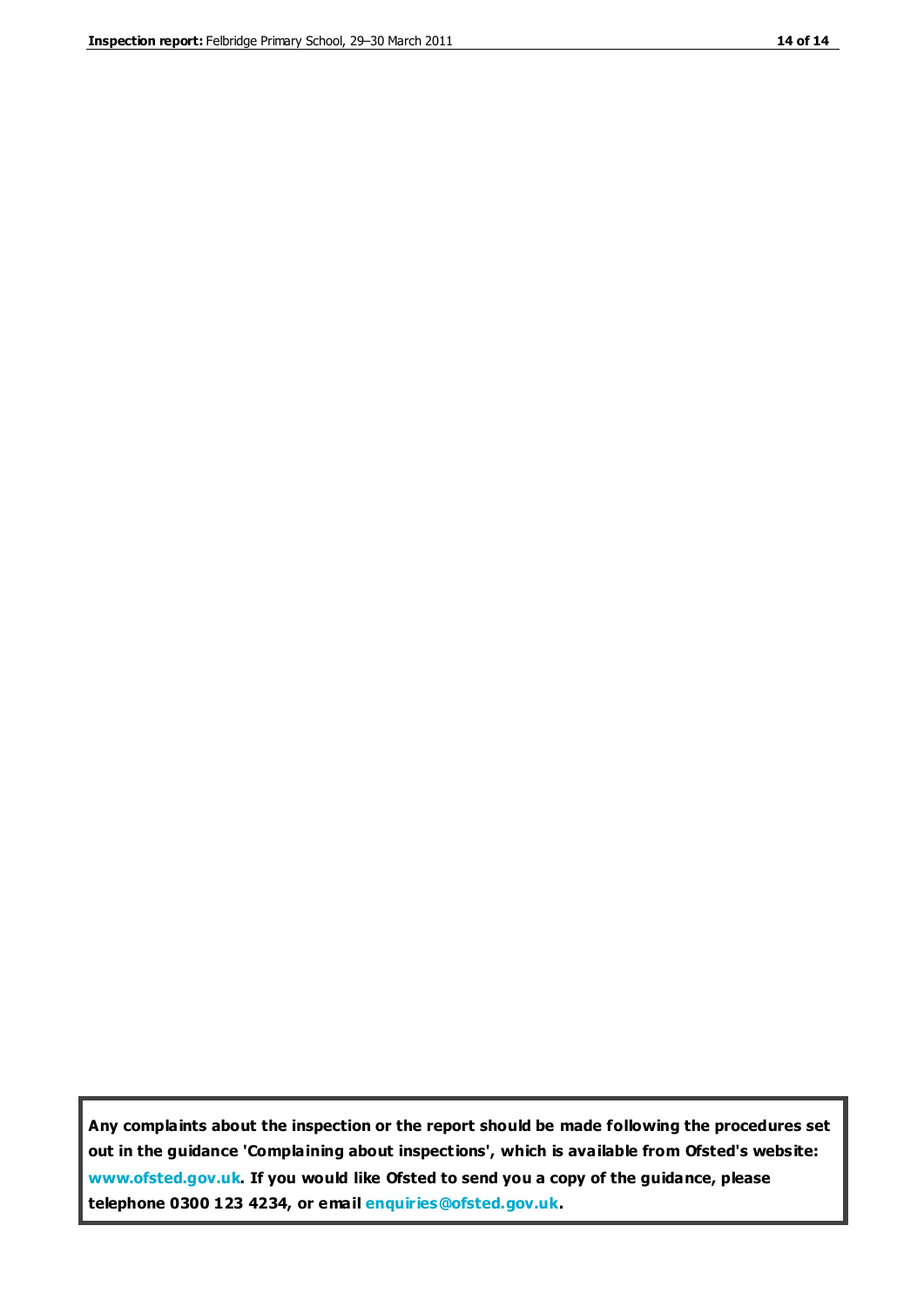**Any complaints about the inspection or the report should be made following the procedures set out in the guidance 'Complaining about inspections', which is available from Ofsted's website: www.ofsted.gov.uk. If you would like Ofsted to send you a copy of the guidance, please telephone 0300 123 4234, or email enquiries@ofsted.gov.uk.**